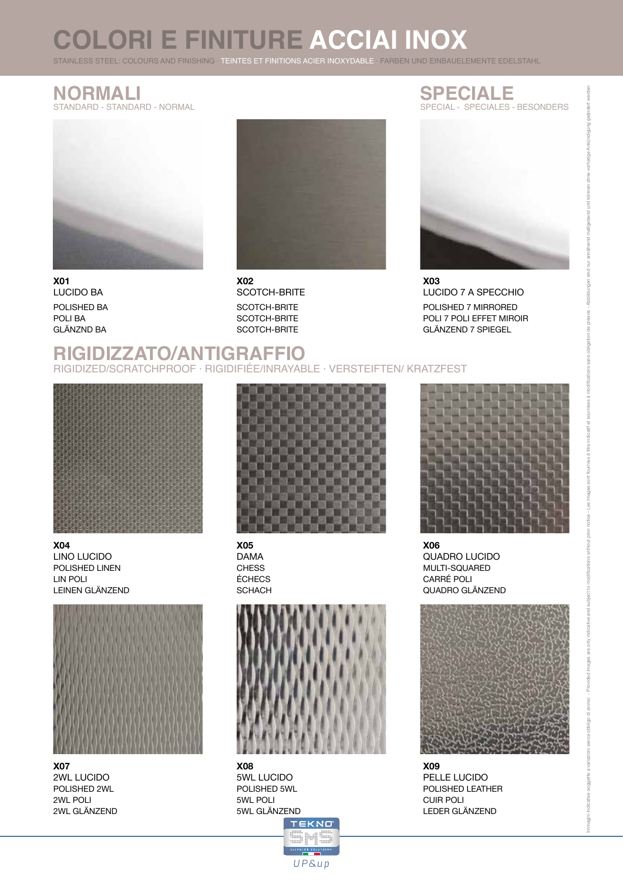# COLORI E FINITURE ACCIAI INOX

STAINLESS STEEL: COLOURS AND FINISHING · TEINTES ET FINITIONS ACIER INOXYDABLE · FARBEN UND EINBAUELEMENTE EDELSTAHL

## NORMALI

STANDARD - STANDARD - NORMAL

**X01**
LUCIDO BA
POLISHED BA
POLI BA
GLÄNZND BA

**X02**
SCOTCH-BRITE
SCOTCH-BRITE
SCOTCH-BRITE
SCOTCH-BRITE

## SPECIALE

SPECIAL - SPECIALES - BESONDERS

**X03**
LUCIDO 7 A SPECCHIO
POLISHED 7 MIRRORED
POLI 7 POLI EFFET MIROIR
GLÄNZEND 7 SPIEGEL

## RIGIDIZZATO/ANTIGRAFFIO

RIGIDIZED/SCRATCHPROOF · RIGIDIFIÉE/INRAYABLE · VERSTEIFTEN/ KRATZFEST

**X04**
LINO LUCIDO
POLISHED LINEN
LIN POLI
LEINEN GLÄNZEND

**X05**
DAMA
CHESS
ÉCHECS
SCHACH

**X06**
QUADRO LUCIDO
MULTI-SQUARED
CARRÉ POLI
QUADRO GLÄNZEND

**X07**
2WL LUCIDO
POLISHED 2WL
2WL POLI
2WL GLÄNZEND

**X08**
5WL LUCIDO
POLISHED 5WL
5WL POLI
5WL GLÄNZEND

**X09**
PELLE LUCIDO
POLISHED LEATHER
CUIR POLI
LEDER GLÄNZEND

Immagini indicative soggette a variazioni senza obbligo di avviso - Provided images are only indicative and subject to modifications without prior notice - Les images sont fournies à titre indicatif et soumises à modifications sans obligation de préavis - Abbildungen sind nur annähernd maßgebend und können ohne vorherige Ankündigung geändert werden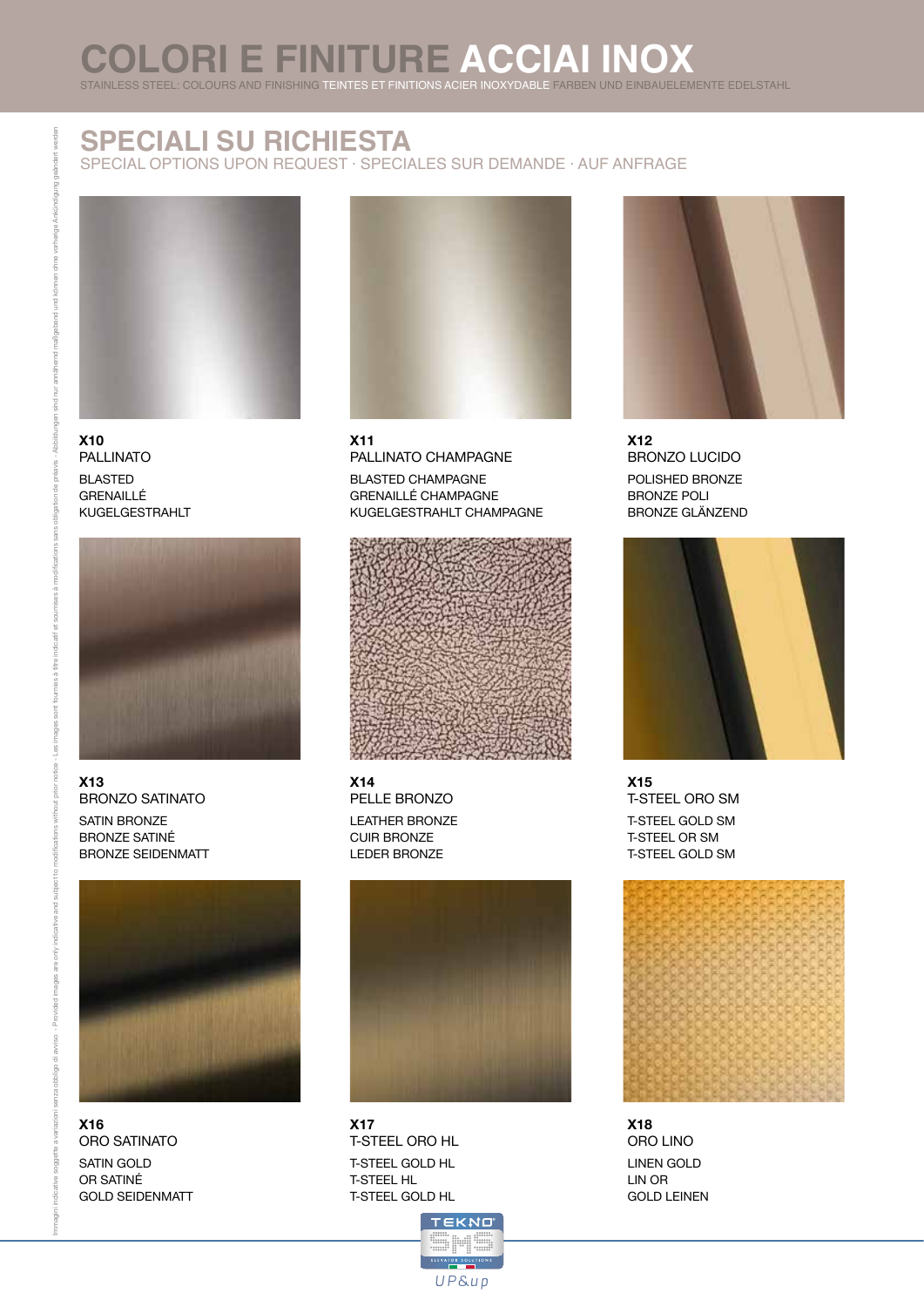# COLORI E FINITURE ACCIAI INOX

STAINLESS STEEL: COLOURS AND FINISHING TEINTES ET FINITIONS ACIER INOXYDABLE FARBEN UND EINBAUELEMENTE EDELSTAHL

## SPECIALI SU RICHIESTA

SPECIAL OPTIONS UPON REQUEST · SPECIALES SUR DEMANDE · AUF ANFRAGE

**X10**
PALLINATO
BLASTED
GRENAILLÉ
KUGELGESTRAHLT

**X11**
PALLINATO CHAMPAGNE
BLASTED CHAMPAGNE
GRENAILLÉ CHAMPAGNE
KUGELGESTRAHLT CHAMPAGNE

**X12**
BRONZO LUCIDO
POLISHED BRONZE
BRONZE POLI
BRONZE GLÄNZEND

**X13**
BRONZO SATINATO
SATIN BRONZE
BRONZE SATINÉ
BRONZE SEIDENMATT

**X14**
PELLE BRONZO
LEATHER BRONZE
CUIR BRONZE
LEDER BRONZE

**X15**
T-STEEL ORO SM
T-STEEL GOLD SM
T-STEEL OR SM
T-STEEL GOLD SM

**X16**
ORO SATINATO
SATIN GOLD
OR SATINÉ
GOLD SEIDENMATT

**X17**
T-STEEL ORO HL
T-STEEL GOLD HL
T-STEEL HL
T-STEEL GOLD HL

**X18**
ORO LINO
LINEN GOLD
LIN OR
GOLD LEINEN

Immagini indicative soggette a variazioni senza obbligo di avviso · Provided images are only indicative and subject to modifications without prior notice · Les images sont fournies à titre indicatif et soumises à modifications sans obligation de préavis · Abbildungen sind nur annähernd maßgebend und können ohne vorherige Ankündigung geändert werden

TEKNO SMS ELEVATOR SOLUTIONS
UP&up